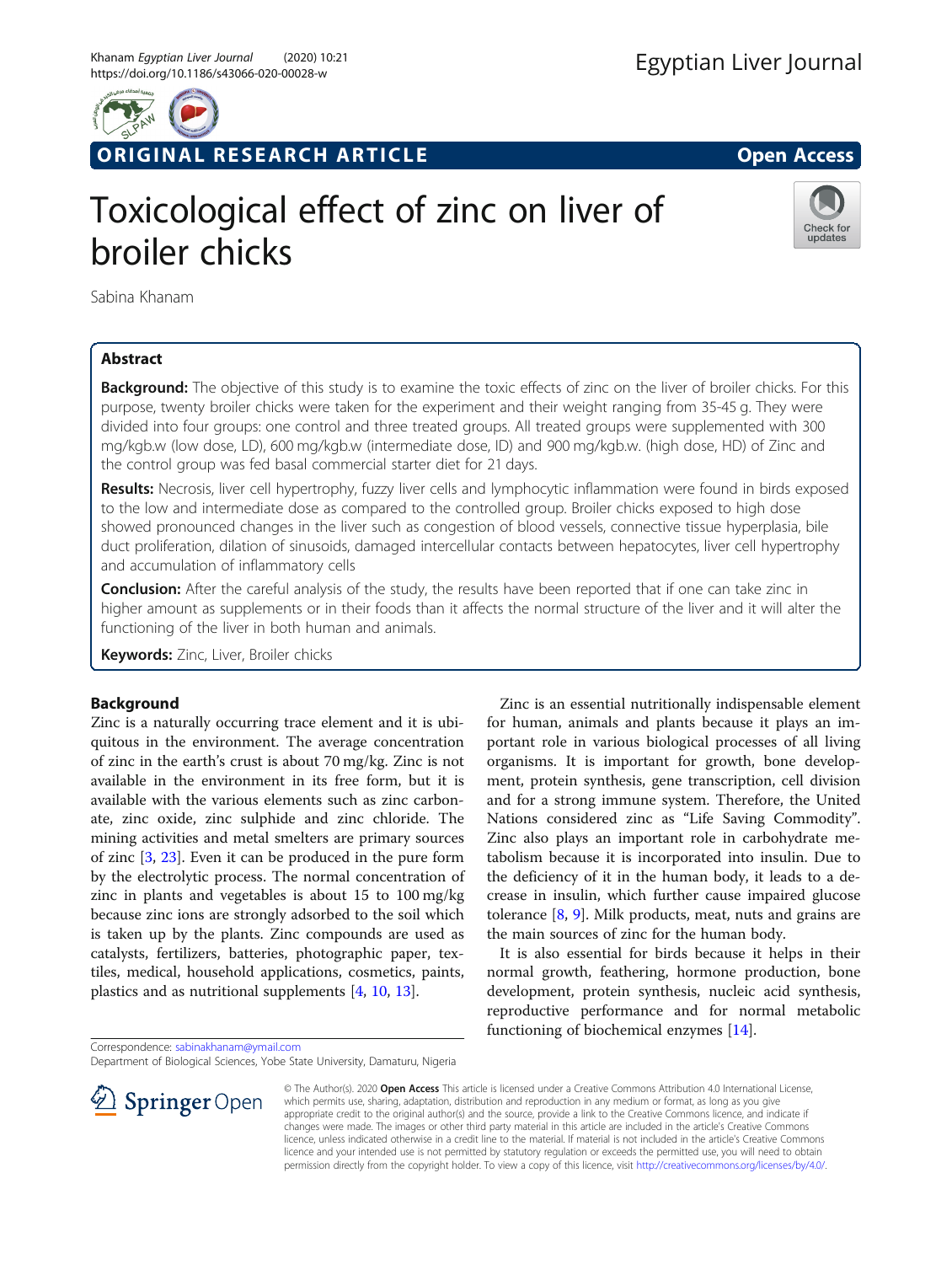ORIGINAL RESEARCH ARTICLE

Open Access

# Toxicological effect of zinc on liver of broiler chicks

Sabina Khanam

## Abstract

**Background:** The objective of this study is to examine the toxic effects of zinc on the liver of broiler chicks. For this purpose, twenty broiler chicks were taken for the experiment and their weight ranging from 35-45 g. They were divided into four groups: one control and three treated groups. All treated groups were supplemented with 300 mg/kgb.w (low dose, LD), 600 mg/kgb.w (intermediate dose, ID) and 900 mg/kgb.w. (high dose, HD) of Zinc and the control group was fed basal commercial starter diet for 21 days.

**Results:** Necrosis, liver cell hypertrophy, fuzzy liver cells and lymphocytic inflammation were found in birds exposed to the low and intermediate dose as compared to the controlled group. Broiler chicks exposed to high dose showed pronounced changes in the liver such as congestion of blood vessels, connective tissue hyperplasia, bile duct proliferation, dilation of sinusoids, damaged intercellular contacts between hepatocytes, liver cell hypertrophy and accumulation of inflammatory cells

**Conclusion:** After the careful analysis of the study, the results have been reported that if one can take zinc in higher amount as supplements or in their foods than it affects the normal structure of the liver and it will alter the functioning of the liver in both human and animals.

**Keywords:** Zinc, Liver, Broiler chicks

## Background

Zinc is a naturally occurring trace element and it is ubiquitous in the environment. The average concentration of zinc in the earth's crust is about 70 mg/kg. Zinc is not available in the environment in its free form, but it is available with the various elements such as zinc carbonate, zinc oxide, zinc sulphide and zinc chloride. The mining activities and metal smelters are primary sources of zinc [3, 23]. Even it can be produced in the pure form by the electrolytic process. The normal concentration of zinc in plants and vegetables is about 15 to 100 mg/kg because zinc ions are strongly adsorbed to the soil which is taken up by the plants. Zinc compounds are used as catalysts, fertilizers, batteries, photographic paper, textiles, medical, household applications, cosmetics, paints, plastics and as nutritional supplements [4, 10, 13].

Zinc is an essential nutritionally indispensable element for human, animals and plants because it plays an important role in various biological processes of all living organisms. It is important for growth, bone development, protein synthesis, gene transcription, cell division and for a strong immune system. Therefore, the United Nations considered zinc as "Life Saving Commodity". Zinc also plays an important role in carbohydrate metabolism because it is incorporated into insulin. Due to the deficiency of it in the human body, it leads to a decrease in insulin, which further cause impaired glucose tolerance [8, 9]. Milk products, meat, nuts and grains are the main sources of zinc for the human body.

It is also essential for birds because it helps in their normal growth, feathering, hormone production, bone development, protein synthesis, nucleic acid synthesis, reproductive performance and for normal metabolic functioning of biochemical enzymes [14].

Correspondence: sabinakhanam@ymail.com
Department of Biological Sciences, Yobe State University, Damaturu, Nigeria

© The Author(s). 2020 **Open Access** This article is licensed under a Creative Commons Attribution 4.0 International License, which permits use, sharing, adaptation, distribution and reproduction in any medium or format, as long as you give appropriate credit to the original author(s) and the source, provide a link to the Creative Commons licence, and indicate if changes were made. The images or other third party material in this article are included in the article's Creative Commons licence, unless indicated otherwise in a credit line to the material. If material is not included in the article's Creative Commons licence and your intended use is not permitted by statutory regulation or exceeds the permitted use, you will need to obtain permission directly from the copyright holder. To view a copy of this licence, visit http://creativecommons.org/licenses/by/4.0/.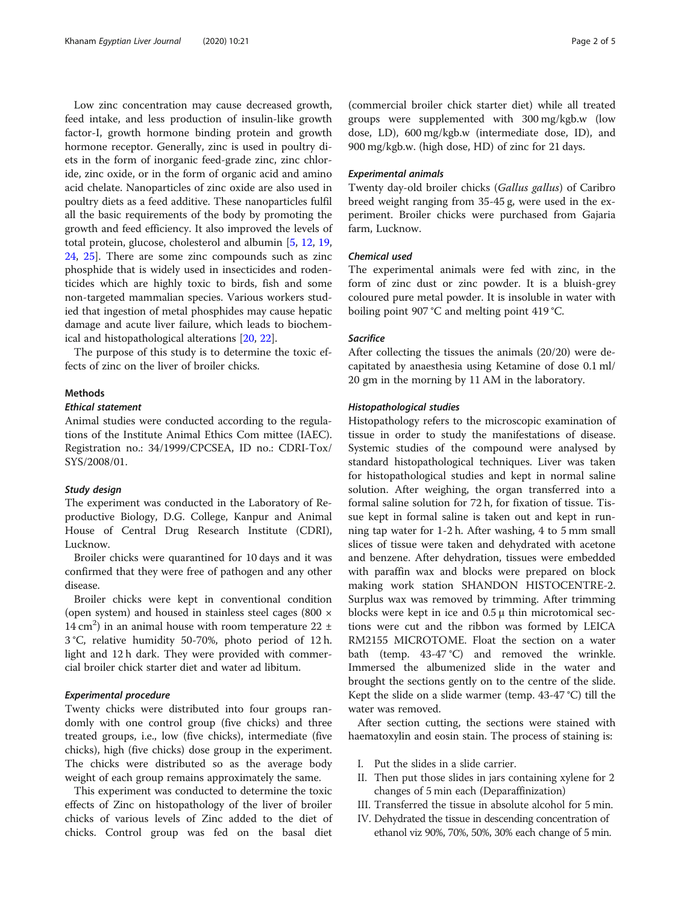Low zinc concentration may cause decreased growth, feed intake, and less production of insulin-like growth factor-I, growth hormone binding protein and growth hormone receptor. Generally, zinc is used in poultry diets in the form of inorganic feed-grade zinc, zinc chloride, zinc oxide, or in the form of organic acid and amino acid chelate. Nanoparticles of zinc oxide are also used in poultry diets as a feed additive. These nanoparticles fulfil all the basic requirements of the body by promoting the growth and feed efficiency. It also improved the levels of total protein, glucose, cholesterol and albumin [5, 12, 19, 24, 25]. There are some zinc compounds such as zinc phosphide that is widely used in insecticides and rodenticides which are highly toxic to birds, fish and some non-targeted mammalian species. Various workers studied that ingestion of metal phosphides may cause hepatic damage and acute liver failure, which leads to biochemical and histopathological alterations [20, 22].

The purpose of this study is to determine the toxic effects of zinc on the liver of broiler chicks.

## Methods

### Ethical statement

Animal studies were conducted according to the regulations of the Institute Animal Ethics Com mittee (IAEC). Registration no.: 34/1999/CPCSEA, ID no.: CDRI-Tox/SYS/2008/01.

### Study design

The experiment was conducted in the Laboratory of Reproductive Biology, D.G. College, Kanpur and Animal House of Central Drug Research Institute (CDRI), Lucknow.

Broiler chicks were quarantined for 10 days and it was confirmed that they were free of pathogen and any other disease.

Broiler chicks were kept in conventional condition (open system) and housed in stainless steel cages (800 × 14 $cm^2$) in an animal house with room temperature 22 ± 3 °C, relative humidity 50-70%, photo period of 12 h. light and 12 h dark. They were provided with commercial broiler chick starter diet and water ad libitum.

### Experimental procedure

Twenty chicks were distributed into four groups randomly with one control group (five chicks) and three treated groups, i.e., low (five chicks), intermediate (five chicks), high (five chicks) dose group in the experiment. The chicks were distributed so as the average body weight of each group remains approximately the same.

This experiment was conducted to determine the toxic effects of Zinc on histopathology of the liver of broiler chicks of various levels of Zinc added to the diet of chicks. Control group was fed on the basal diet (commercial broiler chick starter diet) while all treated groups were supplemented with 300 mg/kgb.w (low dose, LD), 600 mg/kgb.w (intermediate dose, ID), and 900 mg/kgb.w. (high dose, HD) of zinc for 21 days.

### Experimental animals

Twenty day-old broiler chicks (*Gallus gallus*) of Caribro breed weight ranging from 35-45 g, were used in the experiment. Broiler chicks were purchased from Gajaria farm, Lucknow.

### Chemical used

The experimental animals were fed with zinc, in the form of zinc dust or zinc powder. It is a bluish-grey coloured pure metal powder. It is insoluble in water with boiling point 907 °C and melting point 419 °C.

### Sacrifice

After collecting the tissues the animals (20/20) were decapitated by anaesthesia using Ketamine of dose 0.1 ml/20 gm in the morning by 11 AM in the laboratory.

### Histopathological studies

Histopathology refers to the microscopic examination of tissue in order to study the manifestations of disease. Systemic studies of the compound were analysed by standard histopathological techniques. Liver was taken for histopathological studies and kept in normal saline solution. After weighing, the organ transferred into a formal saline solution for 72 h, for fixation of tissue. Tissue kept in formal saline is taken out and kept in running tap water for 1-2 h. After washing, 4 to 5 mm small slices of tissue were taken and dehydrated with acetone and benzene. After dehydration, tissues were embedded with paraffin wax and blocks were prepared on block making work station SHANDON HISTOCENTRE-2. Surplus wax was removed by trimming. After trimming blocks were kept in ice and 0.5 μ thin microtomical sections were cut and the ribbon was formed by LEICA RM2155 MICROTOME. Float the section on a water bath (temp. 43-47 °C) and removed the wrinkle. Immersed the albumenized slide in the water and brought the sections gently on to the centre of the slide. Kept the slide on a slide warmer (temp. 43-47 °C) till the water was removed.

After section cutting, the sections were stained with haematoxylin and eosin stain. The process of staining is:

I. Put the slides in a slide carrier.
II. Then put those slides in jars containing xylene for 2 changes of 5 min each (Deparaffinization)
III. Transferred the tissue in absolute alcohol for 5 min.
IV. Dehydrated the tissue in descending concentration of ethanol viz 90%, 70%, 50%, 30% each change of 5 min.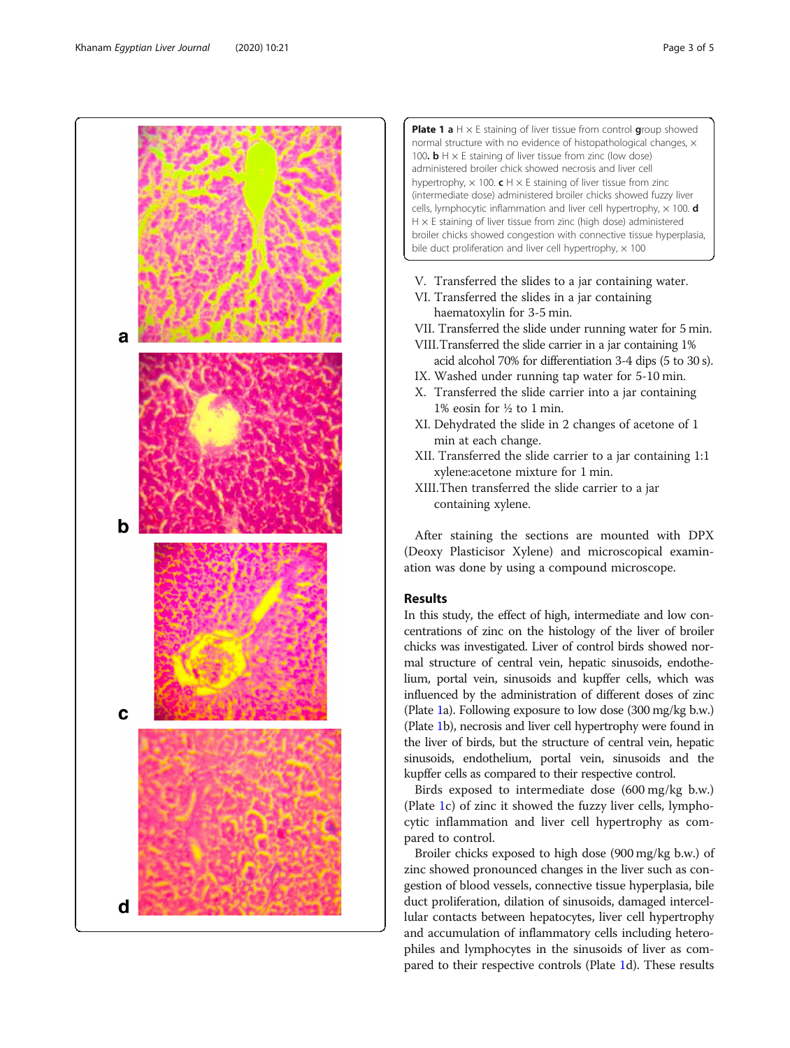**Plate 1** **a** H × E staining of liver tissue from control group showed normal structure with no evidence of histopathological changes, × 100. **b** H × E staining of liver tissue from zinc (low dose) administered broiler chick showed necrosis and liver cell hypertrophy, × 100. **c** H × E staining of liver tissue from zinc (intermediate dose) administered broiler chicks showed fuzzy liver cells, lymphocytic inflammation and liver cell hypertrophy, × 100. **d** H × E staining of liver tissue from zinc (high dose) administered broiler chicks showed congestion with connective tissue hyperplasia, bile duct proliferation and liver cell hypertrophy, × 100

V. Transferred the slides to a jar containing water.
VI. Transferred the slides in a jar containing haematoxylin for 3-5 min.
VII. Transferred the slide under running water for 5 min.
VIII. Transferred the slide carrier in a jar containing 1% acid alcohol 70% for differentiation 3-4 dips (5 to 30 s).
IX. Washed under running tap water for 5-10 min.
X. Transferred the slide carrier into a jar containing 1% eosin for ½ to 1 min.
XI. Dehydrated the slide in 2 changes of acetone of 1 min at each change.
XII. Transferred the slide carrier to a jar containing 1:1 xylene:acetone mixture for 1 min.
XIII. Then transferred the slide carrier to a jar containing xylene.

After staining the sections are mounted with DPX (Deoxy Plasticisor Xylene) and microscopical examination was done by using a compound microscope.

## Results

In this study, the effect of high, intermediate and low concentrations of zinc on the histology of the liver of broiler chicks was investigated. Liver of control birds showed normal structure of central vein, hepatic sinusoids, endothelium, portal vein, sinusoids and kupffer cells, which was influenced by the administration of different doses of zinc (Plate 1a). Following exposure to low dose (300 mg/kg b.w.) (Plate 1b), necrosis and liver cell hypertrophy were found in the liver of birds, but the structure of central vein, hepatic sinusoids, endothelium, portal vein, sinusoids and the kupffer cells as compared to their respective control.

Birds exposed to intermediate dose (600 mg/kg b.w.) (Plate 1c) of zinc it showed the fuzzy liver cells, lymphocytic inflammation and liver cell hypertrophy as compared to control.

Broiler chicks exposed to high dose (900 mg/kg b.w.) of zinc showed pronounced changes in the liver such as congestion of blood vessels, connective tissue hyperplasia, bile duct proliferation, dilation of sinusoids, damaged intercellular contacts between hepatocytes, liver cell hypertrophy and accumulation of inflammatory cells including heterophiles and lymphocytes in the sinusoids of liver as compared to their respective controls (Plate 1d). These results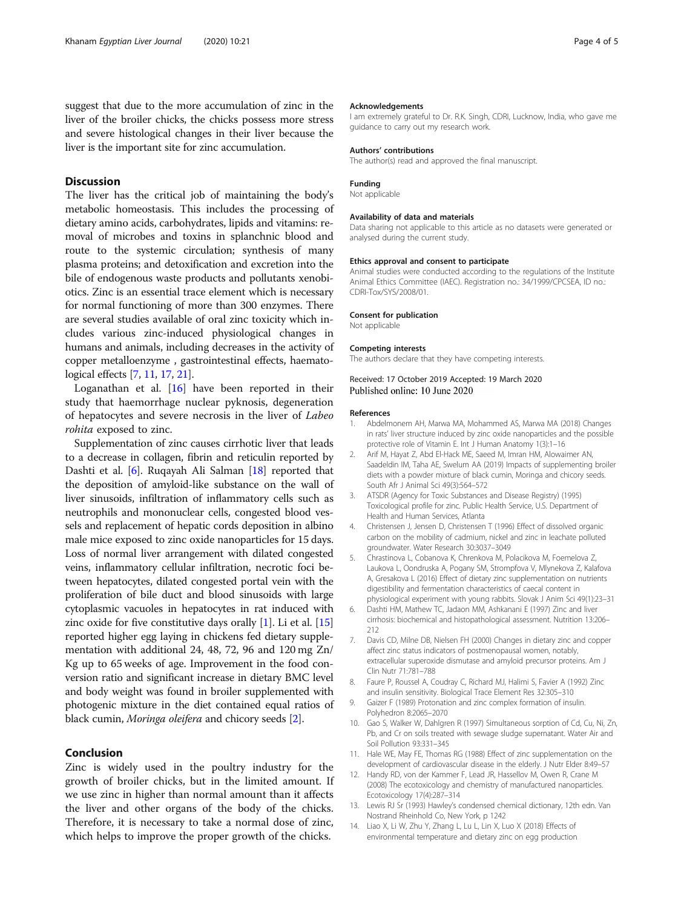suggest that due to the more accumulation of zinc in the liver of the broiler chicks, the chicks possess more stress and severe histological changes in their liver because the liver is the important site for zinc accumulation.

## Discussion

The liver has the critical job of maintaining the body's metabolic homeostasis. This includes the processing of dietary amino acids, carbohydrates, lipids and vitamins: removal of microbes and toxins in splanchnic blood and route to the systemic circulation; synthesis of many plasma proteins; and detoxification and excretion into the bile of endogenous waste products and pollutants xenobiotics. Zinc is an essential trace element which is necessary for normal functioning of more than 300 enzymes. There are several studies available of oral zinc toxicity which includes various zinc-induced physiological changes in humans and animals, including decreases in the activity of copper metalloenzyme , gastrointestinal effects, haematological effects [7, 11, 17, 21].

Loganathan et al. [16] have been reported in their study that haemorrhage nuclear pyknosis, degeneration of hepatocytes and severe necrosis in the liver of *Labeo rohita* exposed to zinc.

Supplementation of zinc causes cirrhotic liver that leads to a decrease in collagen, fibrin and reticulin reported by Dashti et al. [6]. Ruqayah Ali Salman [18] reported that the deposition of amyloid-like substance on the wall of liver sinusoids, infiltration of inflammatory cells such as neutrophils and mononuclear cells, congested blood vessels and replacement of hepatic cords deposition in albino male mice exposed to zinc oxide nanoparticles for 15 days. Loss of normal liver arrangement with dilated congested veins, inflammatory cellular infiltration, necrotic foci between hepatocytes, dilated congested portal vein with the proliferation of bile duct and blood sinusoids with large cytoplasmic vacuoles in hepatocytes in rat induced with zinc oxide for five constitutive days orally [1]. Li et al. [15] reported higher egg laying in chickens fed dietary supplementation with additional 24, 48, 72, 96 and 120 mg Zn/Kg up to 65 weeks of age. Improvement in the food conversion ratio and significant increase in dietary BMC level and body weight was found in broiler supplemented with photogenic mixture in the diet contained equal ratios of black cumin, *Moringa oleifera* and chicory seeds [2].

## Conclusion

Zinc is widely used in the poultry industry for the growth of broiler chicks, but in the limited amount. If we use zinc in higher than normal amount than it affects the liver and other organs of the body of the chicks. Therefore, it is necessary to take a normal dose of zinc, which helps to improve the proper growth of the chicks.

### Acknowledgements

I am extremely grateful to Dr. R.K. Singh, CDRI, Lucknow, India, who gave me guidance to carry out my research work.

### Authors' contributions

The author(s) read and approved the final manuscript.

### Funding

Not applicable

### Availability of data and materials

Data sharing not applicable to this article as no datasets were generated or analysed during the current study.

### Ethics approval and consent to participate

Animal studies were conducted according to the regulations of the Institute Animal Ethics Committee (IAEC). Registration no.: 34/1999/CPCSEA, ID no.: CDRI-Tox/SYS/2008/01.

### Consent for publication

Not applicable

### Competing interests

The authors declare that they have competing interests.

Received: 17 October 2019 Accepted: 19 March 2020
Published online: 10 June 2020

### References

1. Abdelmonem AH, Marwa MA, Mohammed AS, Marwa MA (2018) Changes in rats' liver structure induced by zinc oxide nanoparticles and the possible protective role of Vitamin E. Int J Human Anatomy 1(3):1–16
2. Arif M, Hayat Z, Abd El-Hack ME, Saeed M, Imran HM, Alowaimer AN, Saadeldin IM, Taha AE, Swelum AA (2019) Impacts of supplementing broiler diets with a powder mixture of black cumin, Moringa and chicory seeds. South Afr J Animal Sci 49(3):564–572
3. ATSDR (Agency for Toxic Substances and Disease Registry) (1995) Toxicological profile for zinc. Public Health Service, U.S. Department of Health and Human Services, Atlanta
4. Christensen J, Jensen D, Christensen T (1996) Effect of dissolved organic carbon on the mobility of cadmium, nickel and zinc in leachate polluted groundwater. Water Research 30:3037–3049
5. Chrastinova L, Cobanova K, Chrenkova M, Polacikova M, Foemelova Z, Laukova L, Oondruska A, Pogany SM, Strompfova V, Mlynekova Z, Kalafova A, Gresakova L (2016) Effect of dietary zinc supplementation on nutrients digestibility and fermentation characteristics of caecal content in physiological experiment with young rabbits. Slovak J Anim Sci 49(1):23–31
6. Dashti HM, Mathew TC, Jadaon MM, Ashkanani E (1997) Zinc and liver cirrhosis: biochemical and histopathological assessment. Nutrition 13:206–212
7. Davis CD, Milne DB, Nielsen FH (2000) Changes in dietary zinc and copper affect zinc status indicators of postmenopausal women, notably, extracellular superoxide dismutase and amyloid precursor proteins. Am J Clin Nutr 71:781–788
8. Faure P, Roussel A, Coudray C, Richard MJ, Halimi S, Favier A (1992) Zinc and insulin sensitivity. Biological Trace Element Res 32:305–310
9. Gaizer F (1989) Protonation and zinc complex formation of insulin. Polyhedron 8:2065–2070
10. Gao S, Walker W, Dahlgren R (1997) Simultaneous sorption of Cd, Cu, Ni, Zn, Pb, and Cr on soils treated with sewage sludge supernatant. Water Air and Soil Pollution 93:331–345
11. Hale WE, May FE, Thomas RG (1988) Effect of zinc supplementation on the development of cardiovascular disease in the elderly. J Nutr Elder 8:49–57
12. Handy RD, von der Kammer F, Lead JR, Hassellov M, Owen R, Crane M (2008) The ecotoxicology and chemistry of manufactured nanoparticles. Ecotoxicology 17(4):287–314
13. Lewis RJ Sr (1993) Hawley's condensed chemical dictionary, 12th edn. Van Nostrand Rheinhold Co, New York, p 1242
14. Liao X, Li W, Zhu Y, Zhang L, Lu L, Lin X, Luo X (2018) Effects of environmental temperature and dietary zinc on egg production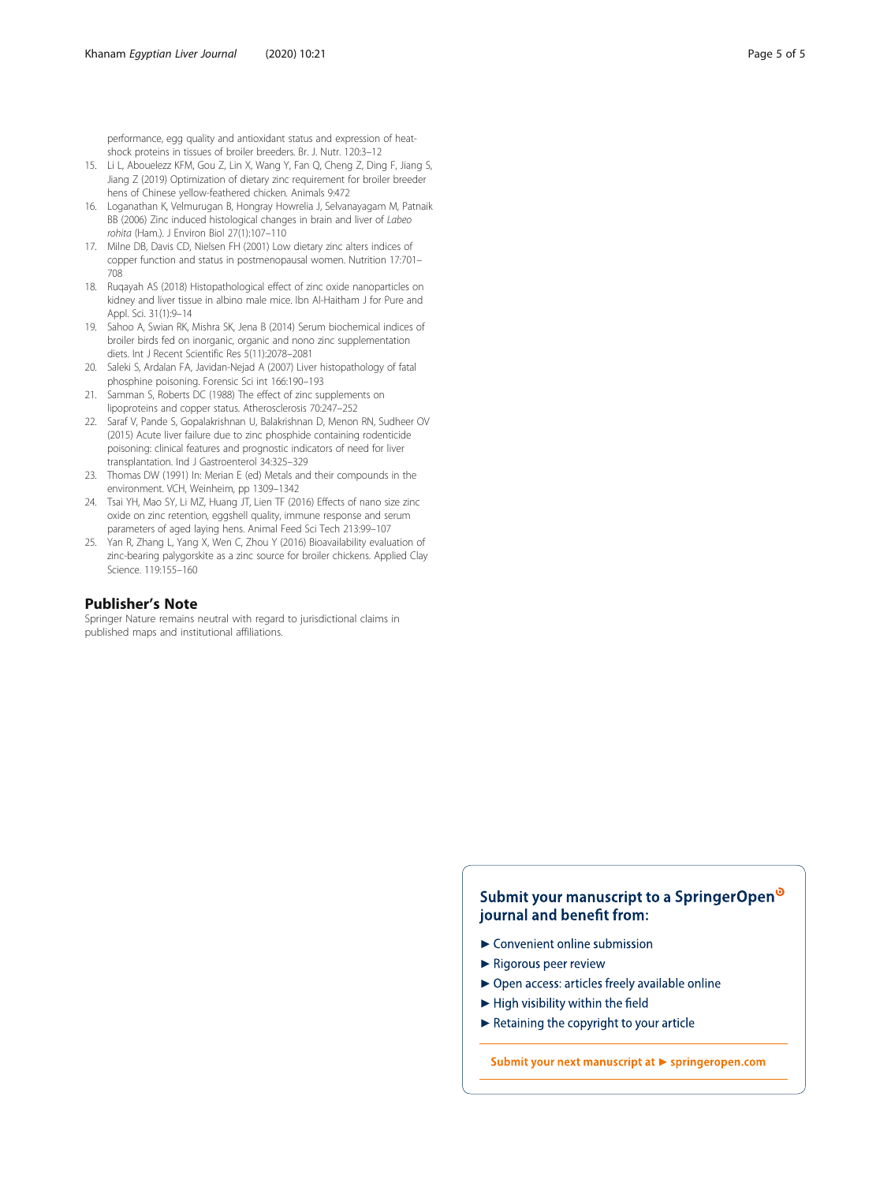performance, egg quality and antioxidant status and expression of heat-shock proteins in tissues of broiler breeders. Br. J. Nutr. 120:3–12

15. Li L, Abouelezz KFM, Gou Z, Lin X, Wang Y, Fan Q, Cheng Z, Ding F, Jiang S, Jiang Z (2019) Optimization of dietary zinc requirement for broiler breeder hens of Chinese yellow-feathered chicken. Animals 9:472
16. Loganathan K, Velmurugan B, Hongray Howrelia J, Selvanayagam M, Patnaik BB (2006) Zinc induced histological changes in brain and liver of *Labeo rohita* (Ham.). J Environ Biol 27(1):107–110
17. Milne DB, Davis CD, Nielsen FH (2001) Low dietary zinc alters indices of copper function and status in postmenopausal women. Nutrition 17:701–708
18. Ruqayah AS (2018) Histopathological effect of zinc oxide nanoparticles on kidney and liver tissue in albino male mice. Ibn Al-Haitham J for Pure and Appl. Sci. 31(1):9–14
19. Sahoo A, Swian RK, Mishra SK, Jena B (2014) Serum biochemical indices of broiler birds fed on inorganic, organic and nono zinc supplementation diets. Int J Recent Scientific Res 5(11):2078–2081
20. Saleki S, Ardalan FA, Javidan-Nejad A (2007) Liver histopathology of fatal phosphine poisoning. Forensic Sci int 166:190–193
21. Samman S, Roberts DC (1988) The effect of zinc supplements on lipoproteins and copper status. Atherosclerosis 70:247–252
22. Saraf V, Pande S, Gopalakrishnan U, Balakrishnan D, Menon RN, Sudheer OV (2015) Acute liver failure due to zinc phosphide containing rodenticide poisoning: clinical features and prognostic indicators of need for liver transplantation. Ind J Gastroenterol 34:325–329
23. Thomas DW (1991) In: Merian E (ed) Metals and their compounds in the environment. VCH, Weinheim, pp 1309–1342
24. Tsai YH, Mao SY, Li MZ, Huang JT, Lien TF (2016) Effects of nano size zinc oxide on zinc retention, eggshell quality, immune response and serum parameters of aged laying hens. Animal Feed Sci Tech 213:99–107
25. Yan R, Zhang L, Yang X, Wen C, Zhou Y (2016) Bioavailability evaluation of zinc-bearing palygorskite as a zinc source for broiler chickens. Applied Clay Science. 119:155–160

## Publisher's Note

Springer Nature remains neutral with regard to jurisdictional claims in published maps and institutional affiliations.

**Submit your manuscript to a SpringerOpen journal and benefit from:**

- ► Convenient online submission
- ► Rigorous peer review
- ► Open access: articles freely available online
- ► High visibility within the field
- ► Retaining the copyright to your article

**Submit your next manuscript at ► springeropen.com**